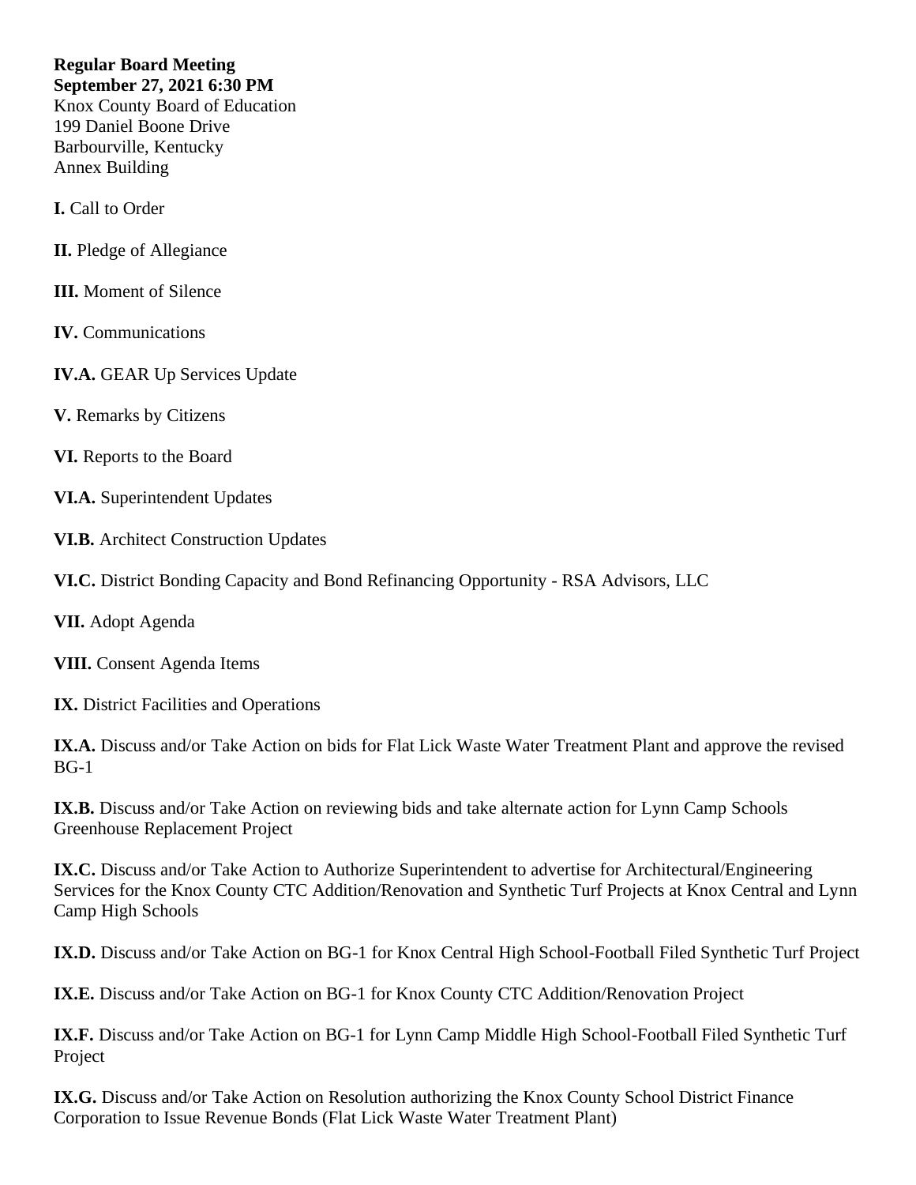**Regular Board Meeting**
**September 27, 2021 6:30 PM**
Knox County Board of Education
199 Daniel Boone Drive
Barbourville, Kentucky
Annex Building

**I.** Call to Order

**II.** Pledge of Allegiance

**III.** Moment of Silence

**IV.** Communications

**IV.A.** GEAR Up Services Update

**V.** Remarks by Citizens

**VI.** Reports to the Board

**VI.A.** Superintendent Updates

**VI.B.** Architect Construction Updates

**VI.C.** District Bonding Capacity and Bond Refinancing Opportunity - RSA Advisors, LLC

**VII.** Adopt Agenda

**VIII.** Consent Agenda Items

**IX.** District Facilities and Operations

**IX.A.** Discuss and/or Take Action on bids for Flat Lick Waste Water Treatment Plant and approve the revised BG-1

**IX.B.** Discuss and/or Take Action on reviewing bids and take alternate action for Lynn Camp Schools Greenhouse Replacement Project

**IX.C.** Discuss and/or Take Action to Authorize Superintendent to advertise for Architectural/Engineering Services for the Knox County CTC Addition/Renovation and Synthetic Turf Projects at Knox Central and Lynn Camp High Schools

**IX.D.** Discuss and/or Take Action on BG-1 for Knox Central High School-Football Filed Synthetic Turf Project

**IX.E.** Discuss and/or Take Action on BG-1 for Knox County CTC Addition/Renovation Project

**IX.F.** Discuss and/or Take Action on BG-1 for Lynn Camp Middle High School-Football Filed Synthetic Turf Project

**IX.G.** Discuss and/or Take Action on Resolution authorizing the Knox County School District Finance Corporation to Issue Revenue Bonds (Flat Lick Waste Water Treatment Plant)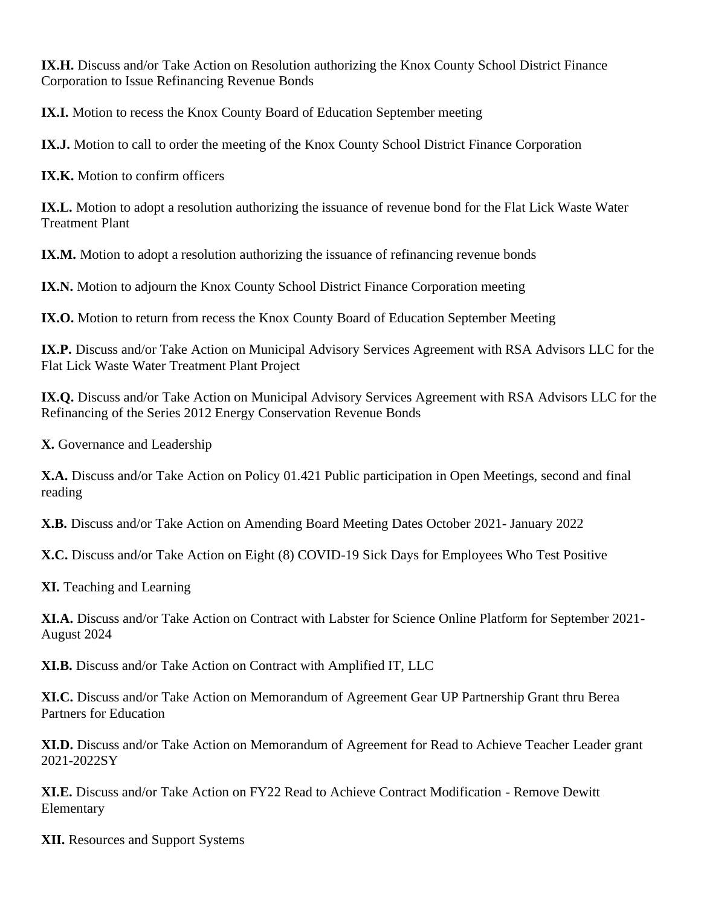**IX.H.** Discuss and/or Take Action on Resolution authorizing the Knox County School District Finance Corporation to Issue Refinancing Revenue Bonds

**IX.I.** Motion to recess the Knox County Board of Education September meeting

**IX.J.** Motion to call to order the meeting of the Knox County School District Finance Corporation

**IX.K.** Motion to confirm officers

**IX.L.** Motion to adopt a resolution authorizing the issuance of revenue bond for the Flat Lick Waste Water Treatment Plant

**IX.M.** Motion to adopt a resolution authorizing the issuance of refinancing revenue bonds

**IX.N.** Motion to adjourn the Knox County School District Finance Corporation meeting

**IX.O.** Motion to return from recess the Knox County Board of Education September Meeting

**IX.P.** Discuss and/or Take Action on Municipal Advisory Services Agreement with RSA Advisors LLC for the Flat Lick Waste Water Treatment Plant Project

**IX.Q.** Discuss and/or Take Action on Municipal Advisory Services Agreement with RSA Advisors LLC for the Refinancing of the Series 2012 Energy Conservation Revenue Bonds

**X.** Governance and Leadership

**X.A.** Discuss and/or Take Action on Policy 01.421 Public participation in Open Meetings, second and final reading

**X.B.** Discuss and/or Take Action on Amending Board Meeting Dates October 2021- January 2022

**X.C.** Discuss and/or Take Action on Eight (8) COVID-19 Sick Days for Employees Who Test Positive

**XI.** Teaching and Learning

**XI.A.** Discuss and/or Take Action on Contract with Labster for Science Online Platform for September 2021-August 2024

**XI.B.** Discuss and/or Take Action on Contract with Amplified IT, LLC

**XI.C.** Discuss and/or Take Action on Memorandum of Agreement Gear UP Partnership Grant thru Berea Partners for Education

**XI.D.** Discuss and/or Take Action on Memorandum of Agreement for Read to Achieve Teacher Leader grant 2021-2022SY

**XI.E.** Discuss and/or Take Action on FY22 Read to Achieve Contract Modification - Remove Dewitt Elementary

**XII.** Resources and Support Systems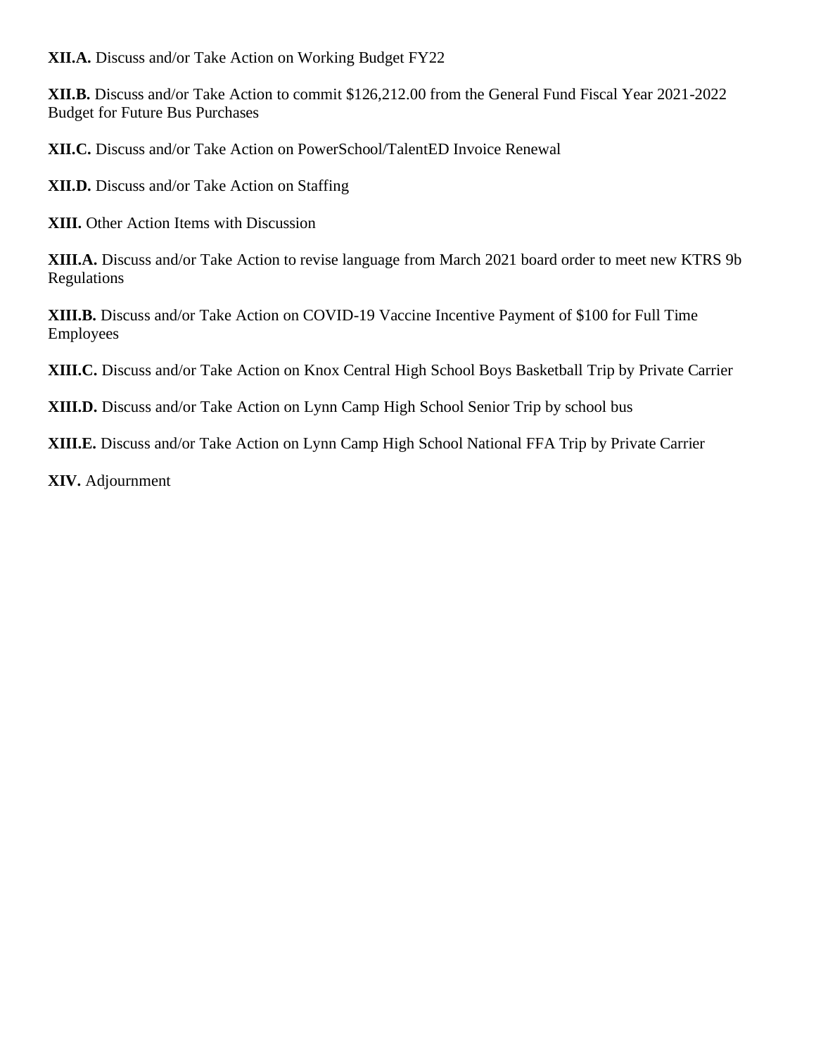**XII.A.** Discuss and/or Take Action on Working Budget FY22

**XII.B.** Discuss and/or Take Action to commit $126,212.00 from the General Fund Fiscal Year 2021-2022 Budget for Future Bus Purchases

**XII.C.** Discuss and/or Take Action on PowerSchool/TalentED Invoice Renewal

**XII.D.** Discuss and/or Take Action on Staffing

**XIII.** Other Action Items with Discussion

**XIII.A.** Discuss and/or Take Action to revise language from March 2021 board order to meet new KTRS 9b Regulations

**XIII.B.** Discuss and/or Take Action on COVID-19 Vaccine Incentive Payment of $100 for Full Time Employees

**XIII.C.** Discuss and/or Take Action on Knox Central High School Boys Basketball Trip by Private Carrier

**XIII.D.** Discuss and/or Take Action on Lynn Camp High School Senior Trip by school bus

**XIII.E.** Discuss and/or Take Action on Lynn Camp High School National FFA Trip by Private Carrier

**XIV.** Adjournment